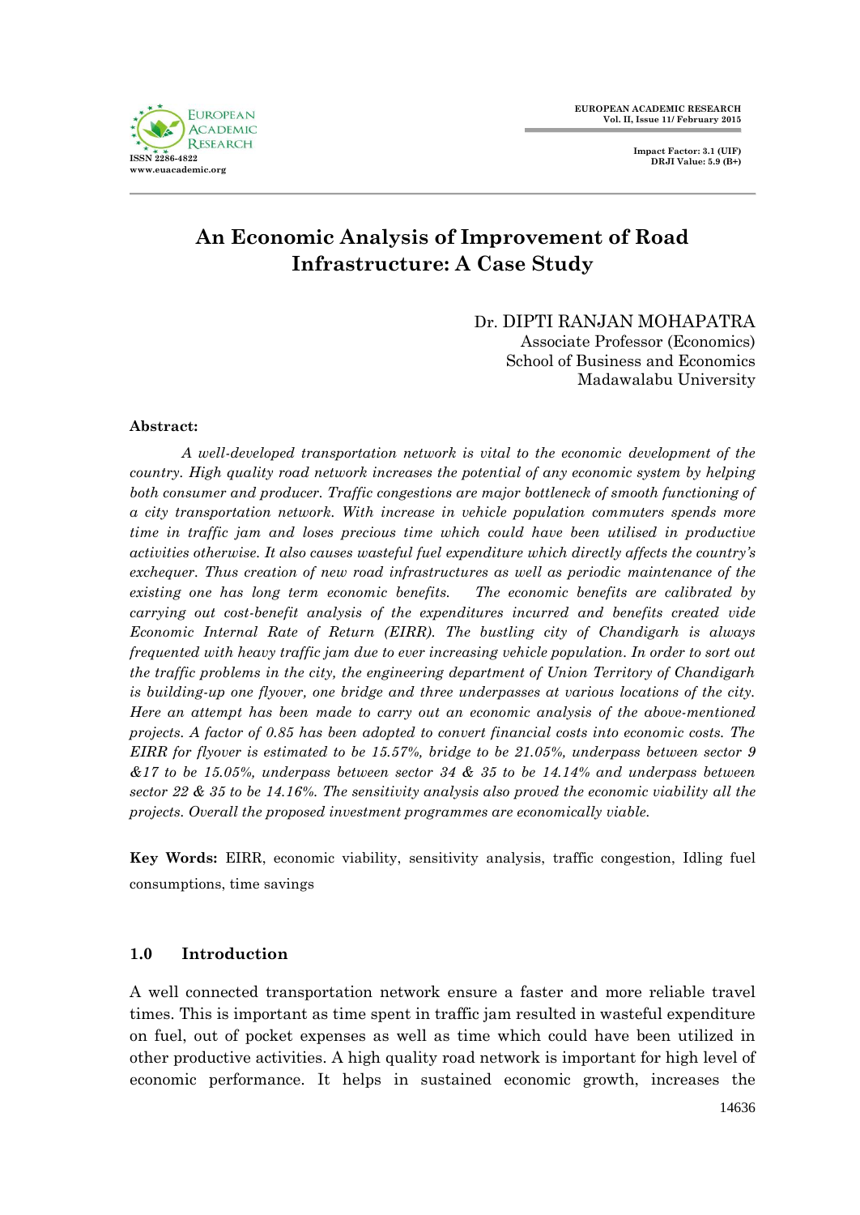# An Economic Analysis of Improvement of Road Infrastructure: A Case Study

Dr. DIPTI RANJAN MOHAPATRA
Associate Professor (Economics)
School of Business and Economics
Madawalabu University

**Abstract:**

*A well-developed transportation network is vital to the economic development of the country. High quality road network increases the potential of any economic system by helping both consumer and producer. Traffic congestions are major bottleneck of smooth functioning of a city transportation network. With increase in vehicle population commuters spends more time in traffic jam and loses precious time which could have been utilised in productive activities otherwise. It also causes wasteful fuel expenditure which directly affects the country's exchequer. Thus creation of new road infrastructures as well as periodic maintenance of the existing one has long term economic benefits. The economic benefits are calibrated by carrying out cost-benefit analysis of the expenditures incurred and benefits created vide Economic Internal Rate of Return (EIRR). The bustling city of Chandigarh is always frequented with heavy traffic jam due to ever increasing vehicle population. In order to sort out the traffic problems in the city, the engineering department of Union Territory of Chandigarh is building-up one flyover, one bridge and three underpasses at various locations of the city. Here an attempt has been made to carry out an economic analysis of the above-mentioned projects. A factor of 0.85 has been adopted to convert financial costs into economic costs. The EIRR for flyover is estimated to be 15.57%, bridge to be 21.05%, underpass between sector 9 &17 to be 15.05%, underpass between sector 34 & 35 to be 14.14% and underpass between sector 22 & 35 to be 14.16%. The sensitivity analysis also proved the economic viability all the projects. Overall the proposed investment programmes are economically viable.*

**Key Words:** EIRR, economic viability, sensitivity analysis, traffic congestion, Idling fuel consumptions, time savings

## 1.0 Introduction

A well connected transportation network ensure a faster and more reliable travel times. This is important as time spent in traffic jam resulted in wasteful expenditure on fuel, out of pocket expenses as well as time which could have been utilized in other productive activities. A high quality road network is important for high level of economic performance. It helps in sustained economic growth, increases the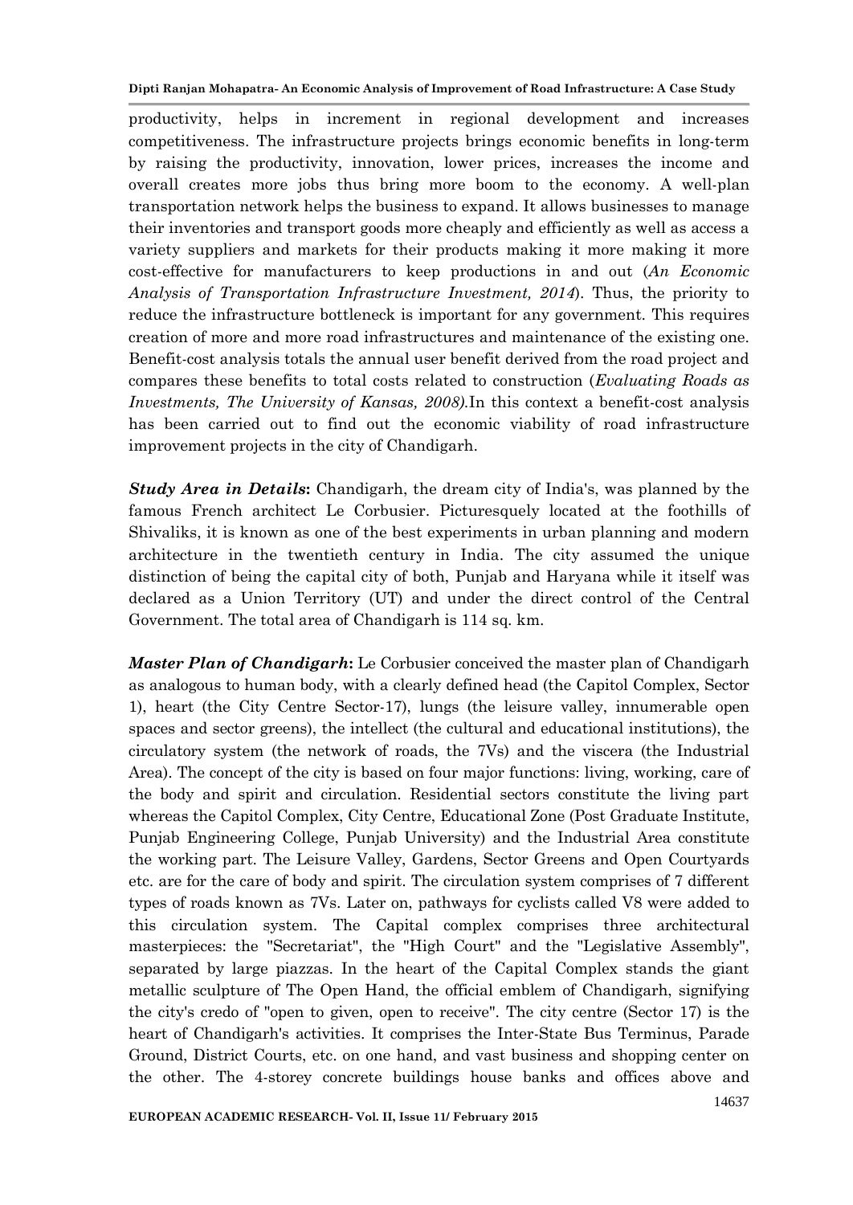productivity, helps in increment in regional development and increases competitiveness. The infrastructure projects brings economic benefits in long-term by raising the productivity, innovation, lower prices, increases the income and overall creates more jobs thus bring more boom to the economy. A well-plan transportation network helps the business to expand. It allows businesses to manage their inventories and transport goods more cheaply and efficiently as well as access a variety suppliers and markets for their products making it more making it more cost-effective for manufacturers to keep productions in and out (*An Economic Analysis of Transportation Infrastructure Investment, 2014*). Thus, the priority to reduce the infrastructure bottleneck is important for any government. This requires creation of more and more road infrastructures and maintenance of the existing one. Benefit-cost analysis totals the annual user benefit derived from the road project and compares these benefits to total costs related to construction (*Evaluating Roads as Investments, The University of Kansas, 2008).*In this context a benefit-cost analysis has been carried out to find out the economic viability of road infrastructure improvement projects in the city of Chandigarh.

***Study Area in Details*:** Chandigarh, the dream city of India's, was planned by the famous French architect Le Corbusier. Picturesquely located at the foothills of Shivaliks, it is known as one of the best experiments in urban planning and modern architecture in the twentieth century in India. The city assumed the unique distinction of being the capital city of both, Punjab and Haryana while it itself was declared as a Union Territory (UT) and under the direct control of the Central Government. The total area of Chandigarh is 114 sq. km.

***Master Plan of Chandigarh*:** Le Corbusier conceived the master plan of Chandigarh as analogous to human body, with a clearly defined head (the Capitol Complex, Sector 1), heart (the City Centre Sector-17), lungs (the leisure valley, innumerable open spaces and sector greens), the intellect (the cultural and educational institutions), the circulatory system (the network of roads, the 7Vs) and the viscera (the Industrial Area). The concept of the city is based on four major functions: living, working, care of the body and spirit and circulation. Residential sectors constitute the living part whereas the Capitol Complex, City Centre, Educational Zone (Post Graduate Institute, Punjab Engineering College, Punjab University) and the Industrial Area constitute the working part. The Leisure Valley, Gardens, Sector Greens and Open Courtyards etc. are for the care of body and spirit. The circulation system comprises of 7 different types of roads known as 7Vs. Later on, pathways for cyclists called V8 were added to this circulation system. The Capital complex comprises three architectural masterpieces: the "Secretariat", the "High Court" and the "Legislative Assembly", separated by large piazzas. In the heart of the Capital Complex stands the giant metallic sculpture of The Open Hand, the official emblem of Chandigarh, signifying the city's credo of "open to given, open to receive". The city centre (Sector 17) is the heart of Chandigarh's activities. It comprises the Inter-State Bus Terminus, Parade Ground, District Courts, etc. on one hand, and vast business and shopping center on the other. The 4-storey concrete buildings house banks and offices above and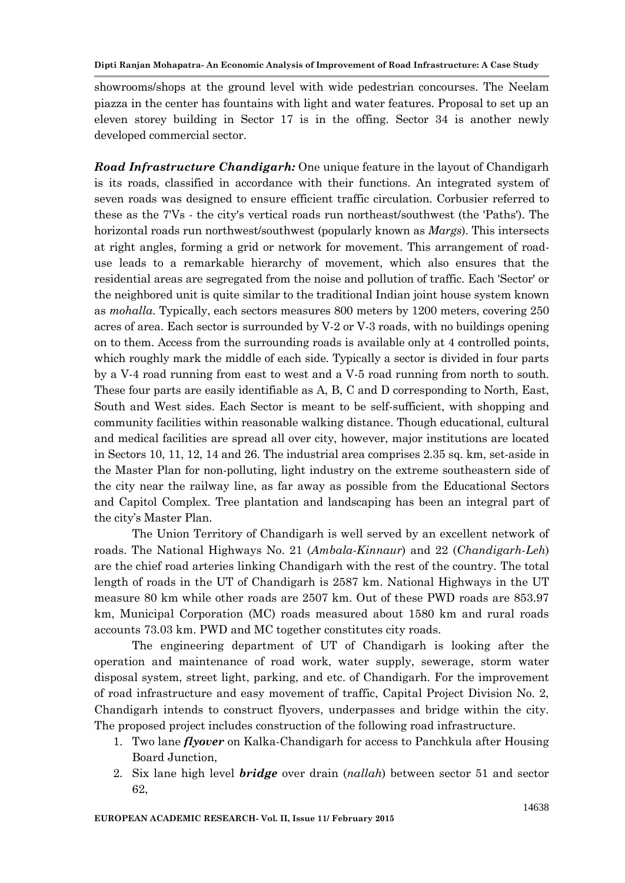showrooms/shops at the ground level with wide pedestrian concourses. The Neelam piazza in the center has fountains with light and water features. Proposal to set up an eleven storey building in Sector 17 is in the offing. Sector 34 is another newly developed commercial sector.

***Road Infrastructure Chandigarh:*** One unique feature in the layout of Chandigarh is its roads, classified in accordance with their functions. An integrated system of seven roads was designed to ensure efficient traffic circulation. Corbusier referred to these as the 7'Vs - the city's vertical roads run northeast/southwest (the 'Paths'). The horizontal roads run northwest/southwest (popularly known as *Margs*). This intersects at right angles, forming a grid or network for movement. This arrangement of road-use leads to a remarkable hierarchy of movement, which also ensures that the residential areas are segregated from the noise and pollution of traffic. Each 'Sector' or the neighbored unit is quite similar to the traditional Indian joint house system known as *mohalla*. Typically, each sectors measures 800 meters by 1200 meters, covering 250 acres of area. Each sector is surrounded by V-2 or V-3 roads, with no buildings opening on to them. Access from the surrounding roads is available only at 4 controlled points, which roughly mark the middle of each side. Typically a sector is divided in four parts by a V-4 road running from east to west and a V-5 road running from north to south. These four parts are easily identifiable as A, B, C and D corresponding to North, East, South and West sides. Each Sector is meant to be self-sufficient, with shopping and community facilities within reasonable walking distance. Though educational, cultural and medical facilities are spread all over city, however, major institutions are located in Sectors 10, 11, 12, 14 and 26. The industrial area comprises 2.35 sq. km, set-aside in the Master Plan for non-polluting, light industry on the extreme southeastern side of the city near the railway line, as far away as possible from the Educational Sectors and Capitol Complex. Tree plantation and landscaping has been an integral part of the city's Master Plan.

The Union Territory of Chandigarh is well served by an excellent network of roads. The National Highways No. 21 (*Ambala-Kinnaur*) and 22 (*Chandigarh-Leh*) are the chief road arteries linking Chandigarh with the rest of the country. The total length of roads in the UT of Chandigarh is 2587 km. National Highways in the UT measure 80 km while other roads are 2507 km. Out of these PWD roads are 853.97 km, Municipal Corporation (MC) roads measured about 1580 km and rural roads accounts 73.03 km. PWD and MC together constitutes city roads.

The engineering department of UT of Chandigarh is looking after the operation and maintenance of road work, water supply, sewerage, storm water disposal system, street light, parking, and etc. of Chandigarh. For the improvement of road infrastructure and easy movement of traffic, Capital Project Division No. 2, Chandigarh intends to construct flyovers, underpasses and bridge within the city. The proposed project includes construction of the following road infrastructure.

1. Two lane ***flyover*** on Kalka-Chandigarh for access to Panchkula after Housing Board Junction,
2. Six lane high level ***bridge*** over drain (*nallah*) between sector 51 and sector 62,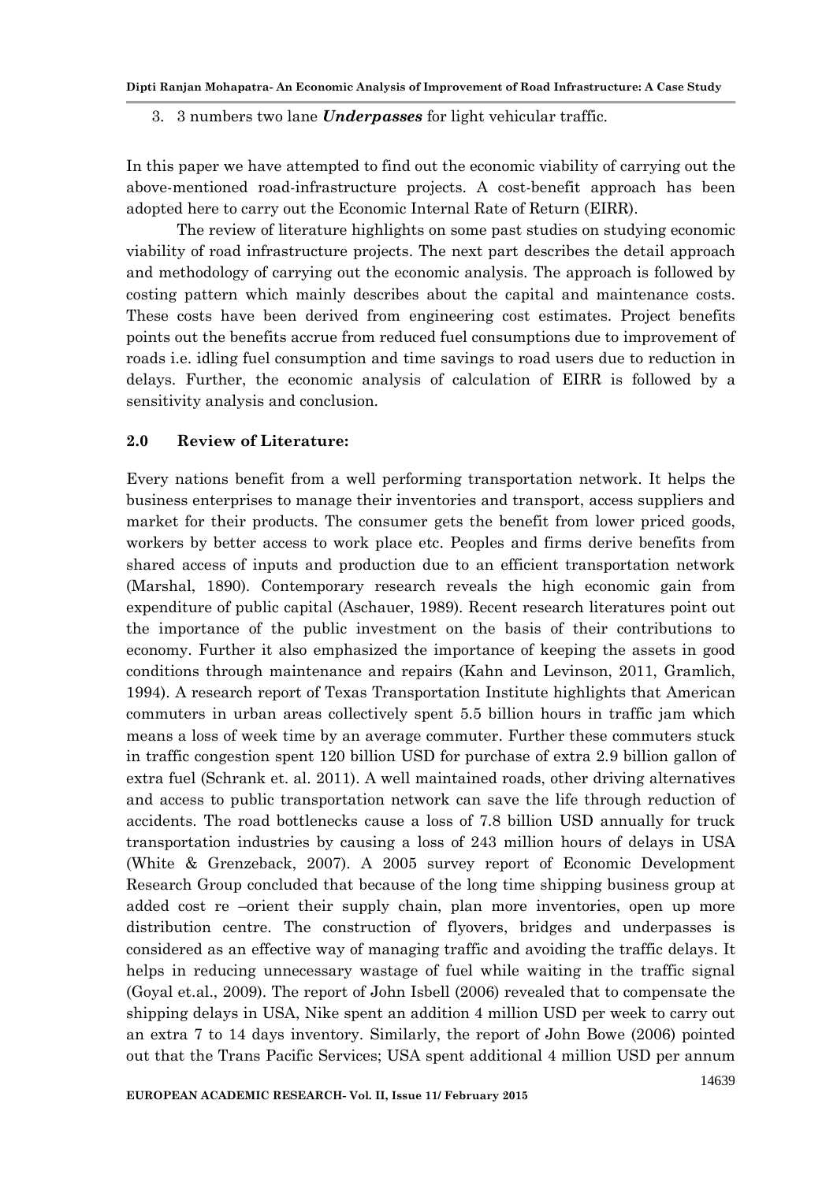3. 3 numbers two lane ***Underpasses*** for light vehicular traffic.

In this paper we have attempted to find out the economic viability of carrying out the above-mentioned road-infrastructure projects. A cost-benefit approach has been adopted here to carry out the Economic Internal Rate of Return (EIRR).

The review of literature highlights on some past studies on studying economic viability of road infrastructure projects. The next part describes the detail approach and methodology of carrying out the economic analysis. The approach is followed by costing pattern which mainly describes about the capital and maintenance costs. These costs have been derived from engineering cost estimates. Project benefits points out the benefits accrue from reduced fuel consumptions due to improvement of roads i.e. idling fuel consumption and time savings to road users due to reduction in delays. Further, the economic analysis of calculation of EIRR is followed by a sensitivity analysis and conclusion.

## 2.0 Review of Literature:

Every nations benefit from a well performing transportation network. It helps the business enterprises to manage their inventories and transport, access suppliers and market for their products. The consumer gets the benefit from lower priced goods, workers by better access to work place etc. Peoples and firms derive benefits from shared access of inputs and production due to an efficient transportation network (Marshal, 1890). Contemporary research reveals the high economic gain from expenditure of public capital (Aschauer, 1989). Recent research literatures point out the importance of the public investment on the basis of their contributions to economy. Further it also emphasized the importance of keeping the assets in good conditions through maintenance and repairs (Kahn and Levinson, 2011, Gramlich, 1994). A research report of Texas Transportation Institute highlights that American commuters in urban areas collectively spent 5.5 billion hours in traffic jam which means a loss of week time by an average commuter. Further these commuters stuck in traffic congestion spent 120 billion USD for purchase of extra 2.9 billion gallon of extra fuel (Schrank et. al. 2011). A well maintained roads, other driving alternatives and access to public transportation network can save the life through reduction of accidents. The road bottlenecks cause a loss of 7.8 billion USD annually for truck transportation industries by causing a loss of 243 million hours of delays in USA (White & Grenzeback, 2007). A 2005 survey report of Economic Development Research Group concluded that because of the long time shipping business group at added cost re –orient their supply chain, plan more inventories, open up more distribution centre. The construction of flyovers, bridges and underpasses is considered as an effective way of managing traffic and avoiding the traffic delays. It helps in reducing unnecessary wastage of fuel while waiting in the traffic signal (Goyal et.al., 2009). The report of John Isbell (2006) revealed that to compensate the shipping delays in USA, Nike spent an addition 4 million USD per week to carry out an extra 7 to 14 days inventory. Similarly, the report of John Bowe (2006) pointed out that the Trans Pacific Services; USA spent additional 4 million USD per annum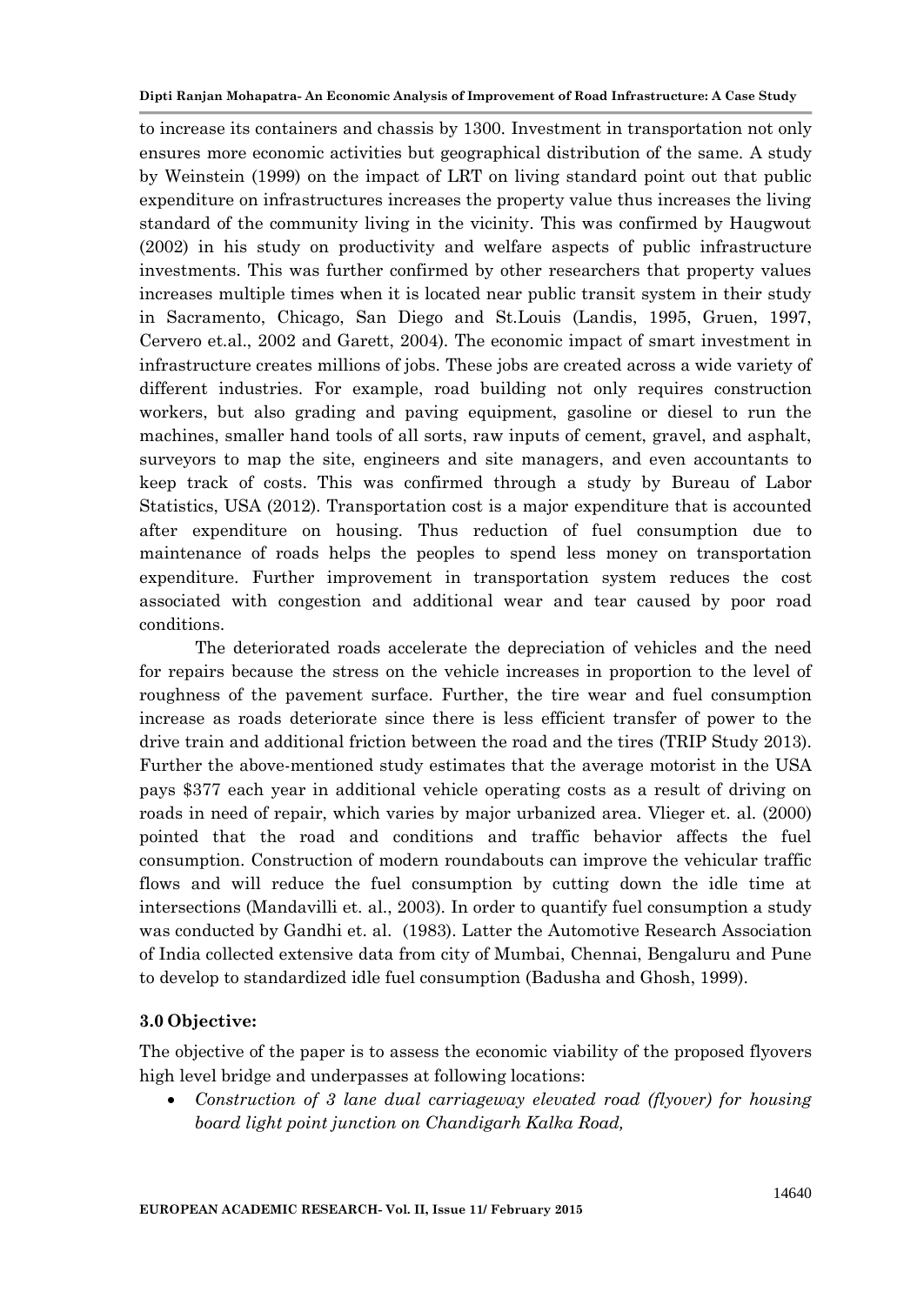to increase its containers and chassis by 1300. Investment in transportation not only ensures more economic activities but geographical distribution of the same. A study by Weinstein (1999) on the impact of LRT on living standard point out that public expenditure on infrastructures increases the property value thus increases the living standard of the community living in the vicinity. This was confirmed by Haugwout (2002) in his study on productivity and welfare aspects of public infrastructure investments. This was further confirmed by other researchers that property values increases multiple times when it is located near public transit system in their study in Sacramento, Chicago, San Diego and St.Louis (Landis, 1995, Gruen, 1997, Cervero et.al., 2002 and Garett, 2004). The economic impact of smart investment in infrastructure creates millions of jobs. These jobs are created across a wide variety of different industries. For example, road building not only requires construction workers, but also grading and paving equipment, gasoline or diesel to run the machines, smaller hand tools of all sorts, raw inputs of cement, gravel, and asphalt, surveyors to map the site, engineers and site managers, and even accountants to keep track of costs. This was confirmed through a study by Bureau of Labor Statistics, USA (2012). Transportation cost is a major expenditure that is accounted after expenditure on housing. Thus reduction of fuel consumption due to maintenance of roads helps the peoples to spend less money on transportation expenditure. Further improvement in transportation system reduces the cost associated with congestion and additional wear and tear caused by poor road conditions.

The deteriorated roads accelerate the depreciation of vehicles and the need for repairs because the stress on the vehicle increases in proportion to the level of roughness of the pavement surface. Further, the tire wear and fuel consumption increase as roads deteriorate since there is less efficient transfer of power to the drive train and additional friction between the road and the tires (TRIP Study 2013). Further the above-mentioned study estimates that the average motorist in the USA pays $377 each year in additional vehicle operating costs as a result of driving on roads in need of repair, which varies by major urbanized area. Vlieger et. al. (2000) pointed that the road and conditions and traffic behavior affects the fuel consumption. Construction of modern roundabouts can improve the vehicular traffic flows and will reduce the fuel consumption by cutting down the idle time at intersections (Mandavilli et. al., 2003). In order to quantify fuel consumption a study was conducted by Gandhi et. al. (1983). Latter the Automotive Research Association of India collected extensive data from city of Mumbai, Chennai, Bengaluru and Pune to develop to standardized idle fuel consumption (Badusha and Ghosh, 1999).

### 3.0 Objective:

The objective of the paper is to assess the economic viability of the proposed flyovers high level bridge and underpasses at following locations:

- *Construction of 3 lane dual carriageway elevated road (flyover) for housing board light point junction on Chandigarh Kalka Road,*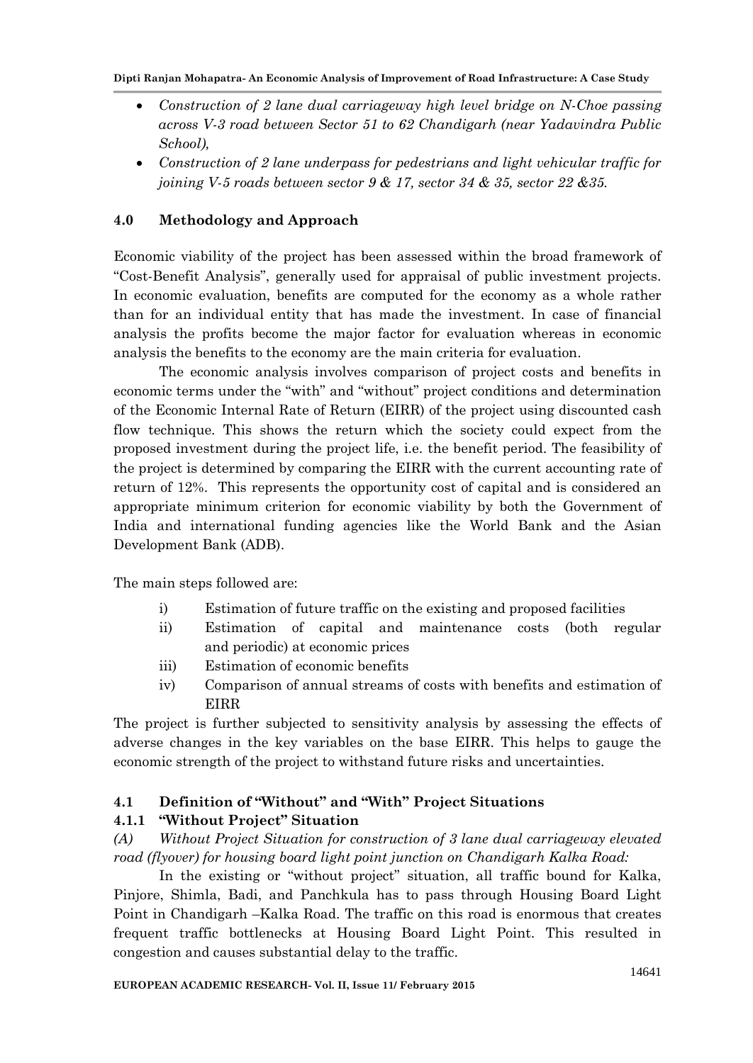- *Construction of 2 lane dual carriageway high level bridge on N-Choe passing across V-3 road between Sector 51 to 62 Chandigarh (near Yadavindra Public School),*
- *Construction of 2 lane underpass for pedestrians and light vehicular traffic for joining V-5 roads between sector 9 & 17, sector 34 & 35, sector 22 &35.*

## 4.0 Methodology and Approach

Economic viability of the project has been assessed within the broad framework of "Cost-Benefit Analysis", generally used for appraisal of public investment projects. In economic evaluation, benefits are computed for the economy as a whole rather than for an individual entity that has made the investment. In case of financial analysis the profits become the major factor for evaluation whereas in economic analysis the benefits to the economy are the main criteria for evaluation.

The economic analysis involves comparison of project costs and benefits in economic terms under the "with" and "without" project conditions and determination of the Economic Internal Rate of Return (EIRR) of the project using discounted cash flow technique. This shows the return which the society could expect from the proposed investment during the project life, i.e. the benefit period. The feasibility of the project is determined by comparing the EIRR with the current accounting rate of return of 12%. This represents the opportunity cost of capital and is considered an appropriate minimum criterion for economic viability by both the Government of India and international funding agencies like the World Bank and the Asian Development Bank (ADB).

The main steps followed are:

i) Estimation of future traffic on the existing and proposed facilities
ii) Estimation of capital and maintenance costs (both regular and periodic) at economic prices
iii) Estimation of economic benefits
iv) Comparison of annual streams of costs with benefits and estimation of EIRR

The project is further subjected to sensitivity analysis by assessing the effects of adverse changes in the key variables on the base EIRR. This helps to gauge the economic strength of the project to withstand future risks and uncertainties.

### 4.1 Definition of "Without" and "With" Project Situations

#### 4.1.1 "Without Project" Situation

*(A) Without Project Situation for construction of 3 lane dual carriageway elevated road (flyover) for housing board light point junction on Chandigarh Kalka Road:*

In the existing or "without project" situation, all traffic bound for Kalka, Pinjore, Shimla, Badi, and Panchkula has to pass through Housing Board Light Point in Chandigarh –Kalka Road. The traffic on this road is enormous that creates frequent traffic bottlenecks at Housing Board Light Point. This resulted in congestion and causes substantial delay to the traffic.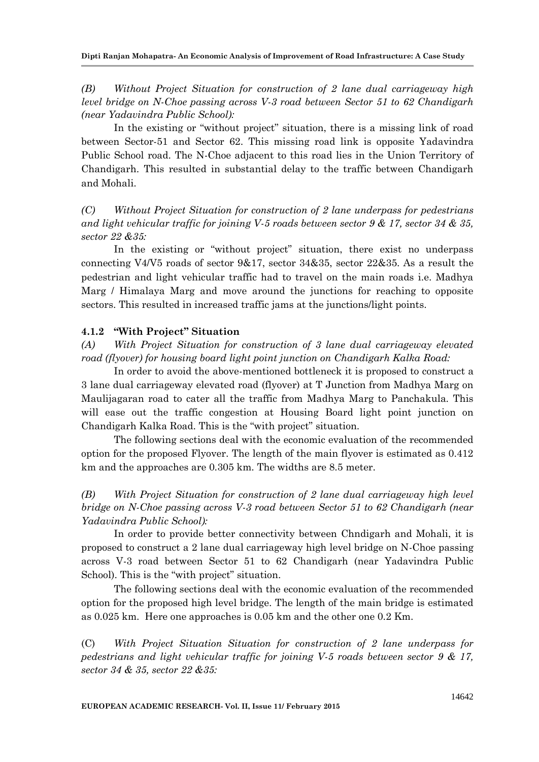*(B) Without Project Situation for construction of 2 lane dual carriageway high level bridge on N-Choe passing across V-3 road between Sector 51 to 62 Chandigarh (near Yadavindra Public School):*

In the existing or "without project" situation, there is a missing link of road between Sector-51 and Sector 62. This missing road link is opposite Yadavindra Public School road. The N-Choe adjacent to this road lies in the Union Territory of Chandigarh. This resulted in substantial delay to the traffic between Chandigarh and Mohali.

*(C) Without Project Situation for construction of 2 lane underpass for pedestrians and light vehicular traffic for joining V-5 roads between sector 9 & 17, sector 34 & 35, sector 22 &35:*

In the existing or "without project" situation, there exist no underpass connecting V4/V5 roads of sector 9&17, sector 34&35, sector 22&35. As a result the pedestrian and light vehicular traffic had to travel on the main roads i.e. Madhya Marg / Himalaya Marg and move around the junctions for reaching to opposite sectors. This resulted in increased traffic jams at the junctions/light points.

### 4.1.2 "With Project" Situation

*(A) With Project Situation for construction of 3 lane dual carriageway elevated road (flyover) for housing board light point junction on Chandigarh Kalka Road:*

In order to avoid the above-mentioned bottleneck it is proposed to construct a 3 lane dual carriageway elevated road (flyover) at T Junction from Madhya Marg on Maulijagaran road to cater all the traffic from Madhya Marg to Panchakula. This will ease out the traffic congestion at Housing Board light point junction on Chandigarh Kalka Road. This is the "with project" situation.

The following sections deal with the economic evaluation of the recommended option for the proposed Flyover. The length of the main flyover is estimated as 0.412 km and the approaches are 0.305 km. The widths are 8.5 meter.

*(B) With Project Situation for construction of 2 lane dual carriageway high level bridge on N-Choe passing across V-3 road between Sector 51 to 62 Chandigarh (near Yadavindra Public School):*

In order to provide better connectivity between Chndigarh and Mohali, it is proposed to construct a 2 lane dual carriageway high level bridge on N-Choe passing across V-3 road between Sector 51 to 62 Chandigarh (near Yadavindra Public School). This is the "with project" situation.

The following sections deal with the economic evaluation of the recommended option for the proposed high level bridge. The length of the main bridge is estimated as 0.025 km. Here one approaches is 0.05 km and the other one 0.2 Km.

(C) *With Project Situation Situation for construction of 2 lane underpass for pedestrians and light vehicular traffic for joining V-5 roads between sector 9 & 17, sector 34 & 35, sector 22 &35:*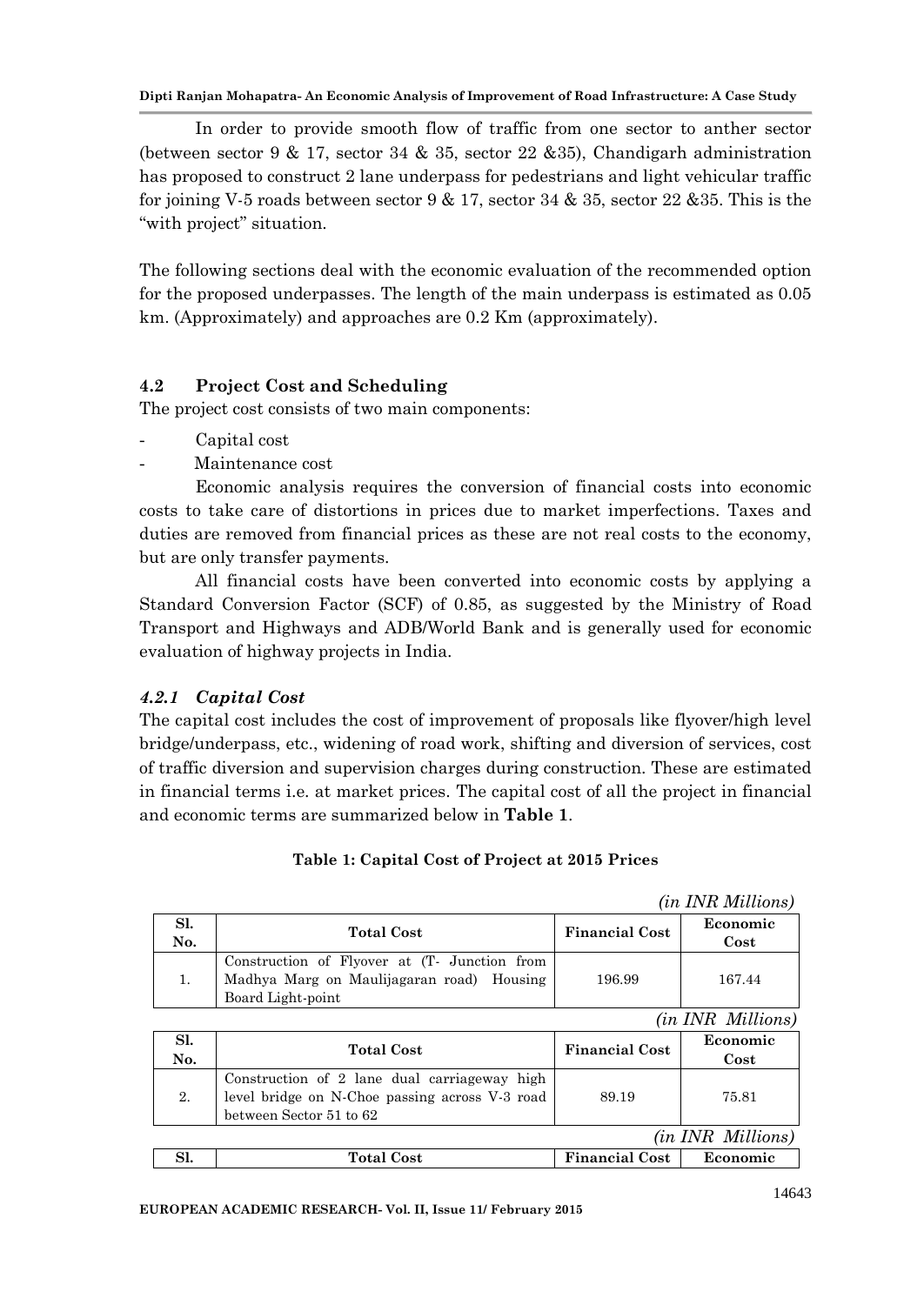In order to provide smooth flow of traffic from one sector to anther sector (between sector 9 & 17, sector 34 & 35, sector 22 &35), Chandigarh administration has proposed to construct 2 lane underpass for pedestrians and light vehicular traffic for joining V-5 roads between sector 9 & 17, sector 34 & 35, sector 22 &35. This is the "with project" situation.

The following sections deal with the economic evaluation of the recommended option for the proposed underpasses. The length of the main underpass is estimated as 0.05 km. (Approximately) and approaches are 0.2 Km (approximately).

### 4.2 Project Cost and Scheduling

The project cost consists of two main components:

- Capital cost
- Maintenance cost

Economic analysis requires the conversion of financial costs into economic costs to take care of distortions in prices due to market imperfections. Taxes and duties are removed from financial prices as these are not real costs to the economy, but are only transfer payments.

All financial costs have been converted into economic costs by applying a Standard Conversion Factor (SCF) of 0.85, as suggested by the Ministry of Road Transport and Highways and ADB/World Bank and is generally used for economic evaluation of highway projects in India.

#### *4.2.1 Capital Cost*

The capital cost includes the cost of improvement of proposals like flyover/high level bridge/underpass, etc., widening of road work, shifting and diversion of services, cost of traffic diversion and supervision charges during construction. These are estimated in financial terms i.e. at market prices. The capital cost of all the project in financial and economic terms are summarized below in **Table 1**.

**Table 1: Capital Cost of Project at 2015 Prices**

*(in INR Millions)*

| Sl. No. | Total Cost | Financial Cost | Economic Cost |
|---|---|---|---|
| 1. | Construction of Flyover at (T- Junction from Madhya Marg on Maulijagaran road) Housing Board Light-point | 196.99 | 167.44 |

*(in INR Millions)*

| Sl. No. | Total Cost | Financial Cost | Economic Cost |
|---|---|---|---|
| 2. | Construction of 2 lane dual carriageway high level bridge on N-Choe passing across V-3 road between Sector 51 to 62 | 89.19 | 75.81 |

*(in INR Millions)*

| Sl. | Total Cost | Financial Cost | Economic |
|---|---|---|---|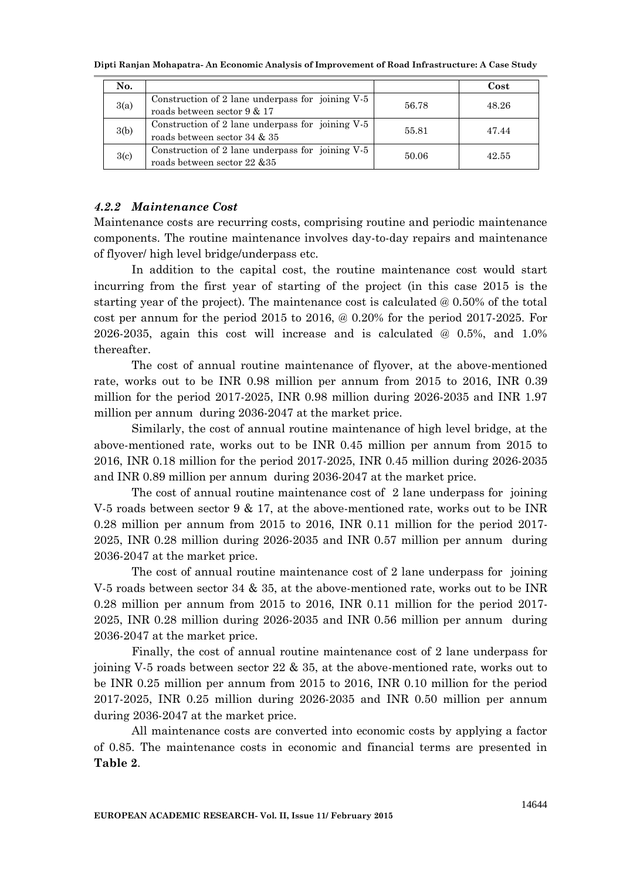| No. | | | Cost |
|---|---|---|---|
| 3(a) | Construction of 2 lane underpass for joining V-5 roads between sector 9 & 17 | 56.78 | 48.26 |
| 3(b) | Construction of 2 lane underpass for joining V-5 roads between sector 34 & 35 | 55.81 | 47.44 |
| 3(c) | Construction of 2 lane underpass for joining V-5 roads between sector 22 &35 | 50.06 | 42.55 |

### *4.2.2 Maintenance Cost*

Maintenance costs are recurring costs, comprising routine and periodic maintenance components. The routine maintenance involves day-to-day repairs and maintenance of flyover/ high level bridge/underpass etc.

In addition to the capital cost, the routine maintenance cost would start incurring from the first year of starting of the project (in this case 2015 is the starting year of the project). The maintenance cost is calculated @ 0.50% of the total cost per annum for the period 2015 to 2016, @ 0.20% for the period 2017-2025. For 2026-2035, again this cost will increase and is calculated @ 0.5%, and 1.0% thereafter.

The cost of annual routine maintenance of flyover, at the above-mentioned rate, works out to be INR 0.98 million per annum from 2015 to 2016, INR 0.39 million for the period 2017-2025, INR 0.98 million during 2026-2035 and INR 1.97 million per annum during 2036-2047 at the market price.

Similarly, the cost of annual routine maintenance of high level bridge, at the above-mentioned rate, works out to be INR 0.45 million per annum from 2015 to 2016, INR 0.18 million for the period 2017-2025, INR 0.45 million during 2026-2035 and INR 0.89 million per annum during 2036-2047 at the market price.

The cost of annual routine maintenance cost of 2 lane underpass for joining V-5 roads between sector 9 & 17, at the above-mentioned rate, works out to be INR 0.28 million per annum from 2015 to 2016, INR 0.11 million for the period 2017-2025, INR 0.28 million during 2026-2035 and INR 0.57 million per annum during 2036-2047 at the market price.

The cost of annual routine maintenance cost of 2 lane underpass for joining V-5 roads between sector 34 & 35, at the above-mentioned rate, works out to be INR 0.28 million per annum from 2015 to 2016, INR 0.11 million for the period 2017-2025, INR 0.28 million during 2026-2035 and INR 0.56 million per annum during 2036-2047 at the market price.

Finally, the cost of annual routine maintenance cost of 2 lane underpass for joining V-5 roads between sector 22 & 35, at the above-mentioned rate, works out to be INR 0.25 million per annum from 2015 to 2016, INR 0.10 million for the period 2017-2025, INR 0.25 million during 2026-2035 and INR 0.50 million per annum during 2036-2047 at the market price.

All maintenance costs are converted into economic costs by applying a factor of 0.85. The maintenance costs in economic and financial terms are presented in **Table 2**.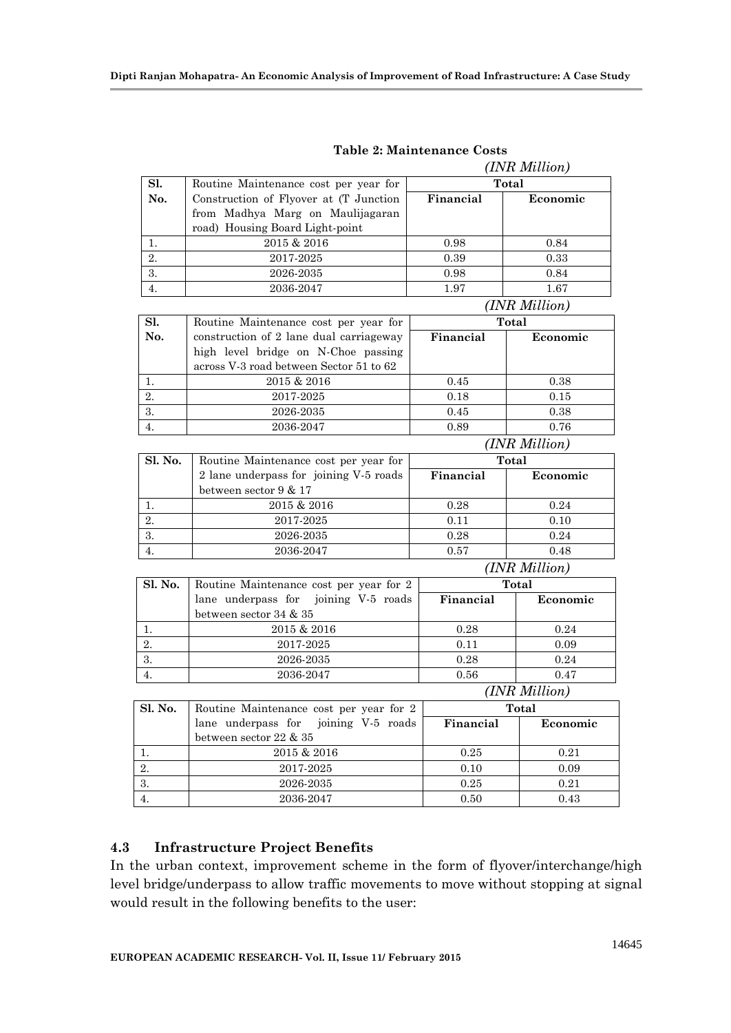**Table 2: Maintenance Costs**

*(INR Million)*

| Sl. No. | Routine Maintenance cost per year for Construction of Flyover at (T Junction from Madhya Marg on Maulijagaran road) Housing Board Light-point | Total | |
|---|---|---|---|
| | | **Financial** | **Economic** |
| 1. | 2015 & 2016 | 0.98 | 0.84 |
| 2. | 2017-2025 | 0.39 | 0.33 |
| 3. | 2026-2035 | 0.98 | 0.84 |
| 4. | 2036-2047 | 1.97 | 1.67 |

*(INR Million)*

| Sl. No. | Routine Maintenance cost per year for construction of 2 lane dual carriageway high level bridge on N-Choe passing across V-3 road between Sector 51 to 62 | Total | |
|---|---|---|---|
| | | **Financial** | **Economic** |
| 1. | 2015 & 2016 | 0.45 | 0.38 |
| 2. | 2017-2025 | 0.18 | 0.15 |
| 3. | 2026-2035 | 0.45 | 0.38 |
| 4. | 2036-2047 | 0.89 | 0.76 |

*(INR Million)*

| Sl. No. | Routine Maintenance cost per year for 2 lane underpass for joining V-5 roads between sector 9 & 17 | Total | |
|---|---|---|---|
| | | **Financial** | **Economic** |
| 1. | 2015 & 2016 | 0.28 | 0.24 |
| 2. | 2017-2025 | 0.11 | 0.10 |
| 3. | 2026-2035 | 0.28 | 0.24 |
| 4. | 2036-2047 | 0.57 | 0.48 |

*(INR Million)*

| Sl. No. | Routine Maintenance cost per year for 2 lane underpass for joining V-5 roads between sector 34 & 35 | Total | |
|---|---|---|---|
| | | **Financial** | **Economic** |
| 1. | 2015 & 2016 | 0.28 | 0.24 |
| 2. | 2017-2025 | 0.11 | 0.09 |
| 3. | 2026-2035 | 0.28 | 0.24 |
| 4. | 2036-2047 | 0.56 | 0.47 |

*(INR Million)*

| Sl. No. | Routine Maintenance cost per year for 2 lane underpass for joining V-5 roads between sector 22 & 35 | Total | |
|---|---|---|---|
| | | **Financial** | **Economic** |
| 1. | 2015 & 2016 | 0.25 | 0.21 |
| 2. | 2017-2025 | 0.10 | 0.09 |
| 3. | 2026-2035 | 0.25 | 0.21 |
| 4. | 2036-2047 | 0.50 | 0.43 |

### 4.3 Infrastructure Project Benefits

In the urban context, improvement scheme in the form of flyover/interchange/high level bridge/underpass to allow traffic movements to move without stopping at signal would result in the following benefits to the user: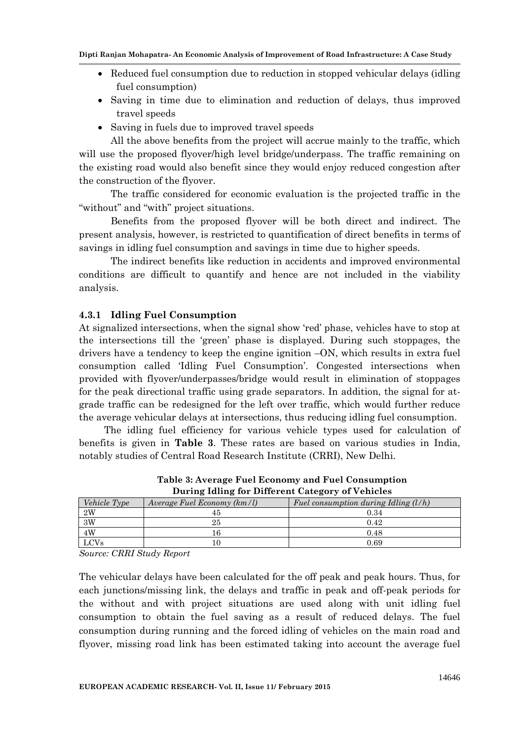- Reduced fuel consumption due to reduction in stopped vehicular delays (idling fuel consumption)
- Saving in time due to elimination and reduction of delays, thus improved travel speeds
- Saving in fuels due to improved travel speeds

All the above benefits from the project will accrue mainly to the traffic, which will use the proposed flyover/high level bridge/underpass. The traffic remaining on the existing road would also benefit since they would enjoy reduced congestion after the construction of the flyover.

The traffic considered for economic evaluation is the projected traffic in the "without" and "with" project situations.

Benefits from the proposed flyover will be both direct and indirect. The present analysis, however, is restricted to quantification of direct benefits in terms of savings in idling fuel consumption and savings in time due to higher speeds.

The indirect benefits like reduction in accidents and improved environmental conditions are difficult to quantify and hence are not included in the viability analysis.

### 4.3.1 Idling Fuel Consumption

At signalized intersections, when the signal show 'red' phase, vehicles have to stop at the intersections till the 'green' phase is displayed. During such stoppages, the drivers have a tendency to keep the engine ignition –ON, which results in extra fuel consumption called 'Idling Fuel Consumption'. Congested intersections when provided with flyover/underpasses/bridge would result in elimination of stoppages for the peak directional traffic using grade separators. In addition, the signal for at-grade traffic can be redesigned for the left over traffic, which would further reduce the average vehicular delays at intersections, thus reducing idling fuel consumption.

The idling fuel efficiency for various vehicle types used for calculation of benefits is given in **Table 3**. These rates are based on various studies in India, notably studies of Central Road Research Institute (CRRI), New Delhi.

**Table 3: Average Fuel Economy and Fuel Consumption During Idling for Different Category of Vehicles**

| *Vehicle Type* | *Average Fuel Economy (km/l)* | *Fuel consumption during Idling (l/h)* |
|---|---|---|
| 2W | 45 | 0.34 |
| 3W | 25 | 0.42 |
| 4W | 16 | 0.48 |
| LCVs | 10 | 0.69 |

*Source: CRRI Study Report*

The vehicular delays have been calculated for the off peak and peak hours. Thus, for each junctions/missing link, the delays and traffic in peak and off-peak periods for the without and with project situations are used along with unit idling fuel consumption to obtain the fuel saving as a result of reduced delays. The fuel consumption during running and the forced idling of vehicles on the main road and flyover, missing road link has been estimated taking into account the average fuel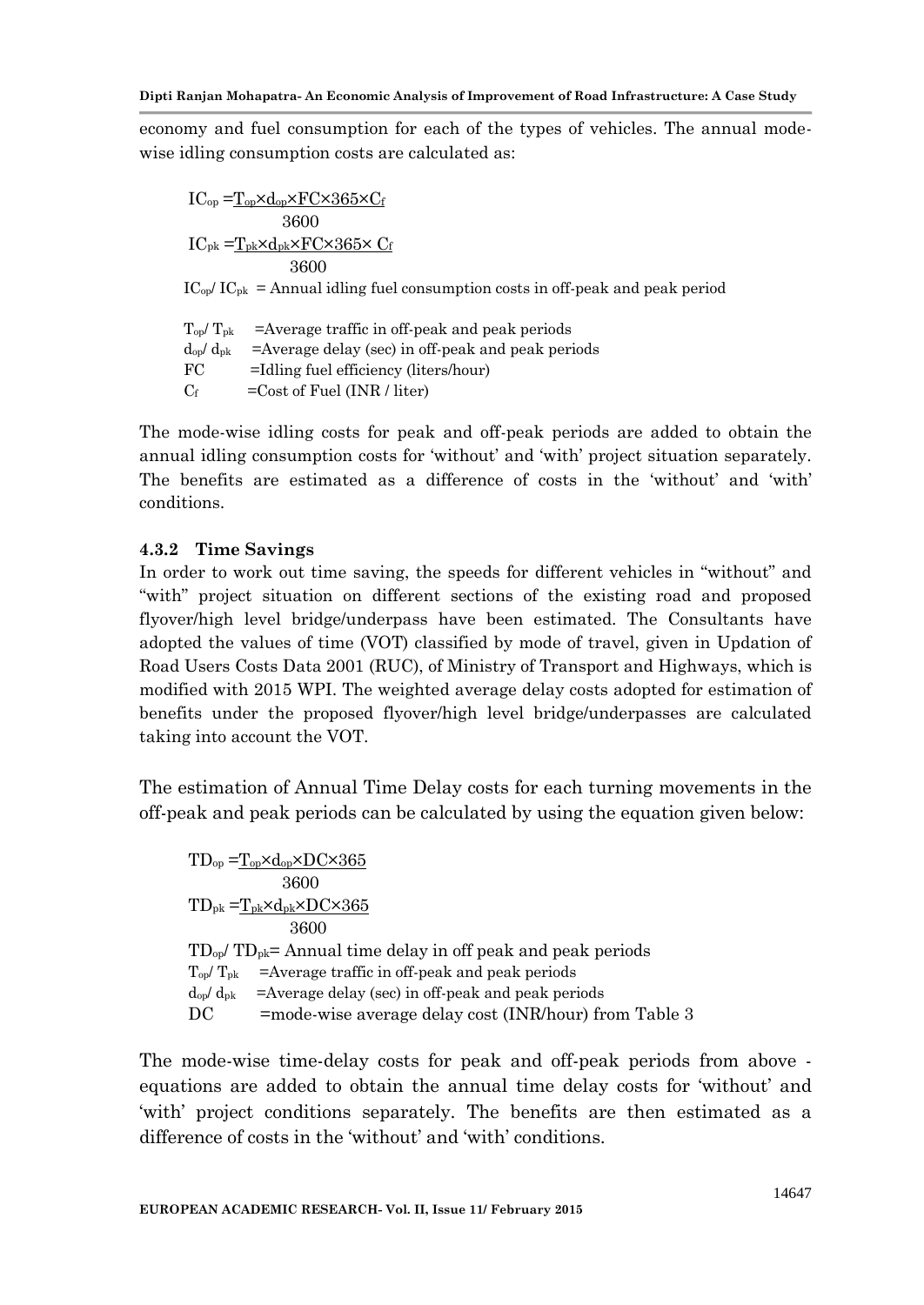economy and fuel consumption for each of the types of vehicles. The annual mode-wise idling consumption costs are calculated as:

$$IC_{op} = \frac{T_{op} \times d_{op} \times FC \times 365 \times C_f}{3600}$$

$$IC_{pk} = \frac{T_{pk} \times d_{pk} \times FC \times 365 \times C_f}{3600}$$

$IC_{op}$/ $IC_{pk}$ = Annual idling fuel consumption costs in off-peak and peak period

$T_{op}$/ $T_{pk}$ =Average traffic in off-peak and peak periods
$d_{op}$/ $d_{pk}$ =Average delay (sec) in off-peak and peak periods
FC =Idling fuel efficiency (liters/hour)
$C_f$ =Cost of Fuel (INR / liter)

The mode-wise idling costs for peak and off-peak periods are added to obtain the annual idling consumption costs for 'without' and 'with' project situation separately. The benefits are estimated as a difference of costs in the 'without' and 'with' conditions.

### 4.3.2 Time Savings

In order to work out time saving, the speeds for different vehicles in "without" and "with" project situation on different sections of the existing road and proposed flyover/high level bridge/underpass have been estimated. The Consultants have adopted the values of time (VOT) classified by mode of travel, given in Updation of Road Users Costs Data 2001 (RUC), of Ministry of Transport and Highways, which is modified with 2015 WPI. The weighted average delay costs adopted for estimation of benefits under the proposed flyover/high level bridge/underpasses are calculated taking into account the VOT.

The estimation of Annual Time Delay costs for each turning movements in the off-peak and peak periods can be calculated by using the equation given below:

$$TD_{op} = \frac{T_{op} \times d_{op} \times DC \times 365}{3600}$$

$$TD_{pk} = \frac{T_{pk} \times d_{pk} \times DC \times 365}{3600}$$

$TD_{op}$/ $TD_{pk}$= Annual time delay in off peak and peak periods
$T_{op}$/ $T_{pk}$ =Average traffic in off-peak and peak periods
$d_{op}$/ $d_{pk}$ =Average delay (sec) in off-peak and peak periods
DC =mode-wise average delay cost (INR/hour) from Table 3

The mode-wise time-delay costs for peak and off-peak periods from above - equations are added to obtain the annual time delay costs for 'without' and 'with' project conditions separately. The benefits are then estimated as a difference of costs in the 'without' and 'with' conditions.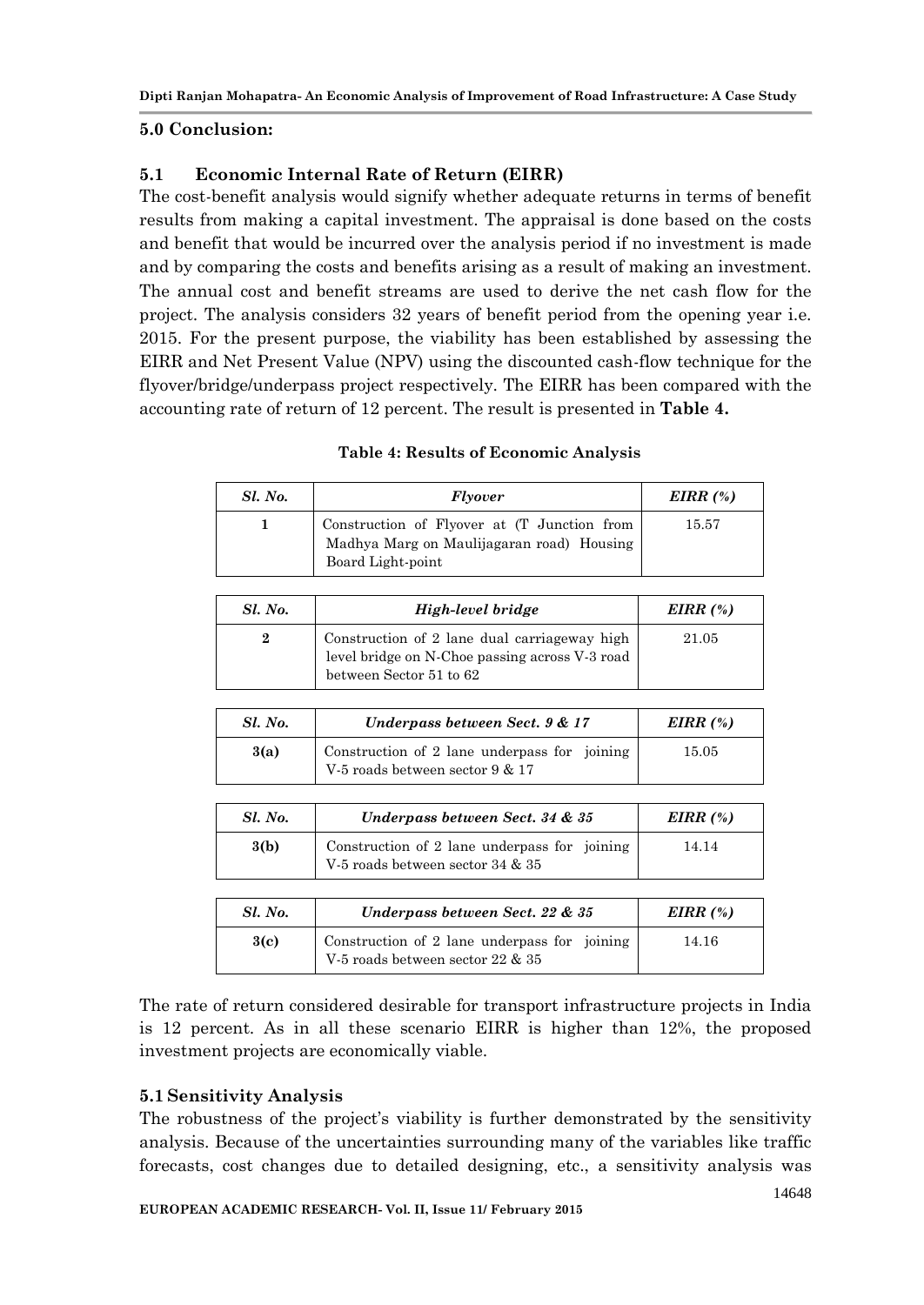## 5.0 Conclusion:

### 5.1 Economic Internal Rate of Return (EIRR)

The cost-benefit analysis would signify whether adequate returns in terms of benefit results from making a capital investment. The appraisal is done based on the costs and benefit that would be incurred over the analysis period if no investment is made and by comparing the costs and benefits arising as a result of making an investment. The annual cost and benefit streams are used to derive the net cash flow for the project. The analysis considers 32 years of benefit period from the opening year i.e. 2015. For the present purpose, the viability has been established by assessing the EIRR and Net Present Value (NPV) using the discounted cash-flow technique for the flyover/bridge/underpass project respectively. The EIRR has been compared with the accounting rate of return of 12 percent. The result is presented in **Table 4.**

**Table 4: Results of Economic Analysis**

| *Sl. No.* | *Flyover* | *EIRR (%)* |
|---|---|---|
| **1** | Construction of Flyover at (T Junction from Madhya Marg on Maulijagaran road) Housing Board Light-point | 15.57 |

| *Sl. No.* | *High-level bridge* | *EIRR (%)* |
|---|---|---|
| **2** | Construction of 2 lane dual carriageway high level bridge on N-Choe passing across V-3 road between Sector 51 to 62 | 21.05 |

| *Sl. No.* | *Underpass between Sect. 9 & 17* | *EIRR (%)* |
|---|---|---|
| **3(a)** | Construction of 2 lane underpass for joining V-5 roads between sector 9 & 17 | 15.05 |

| *Sl. No.* | *Underpass between Sect. 34 & 35* | *EIRR (%)* |
|---|---|---|
| **3(b)** | Construction of 2 lane underpass for joining V-5 roads between sector 34 & 35 | 14.14 |

| *Sl. No.* | *Underpass between Sect. 22 & 35* | *EIRR (%)* |
|---|---|---|
| **3(c)** | Construction of 2 lane underpass for joining V-5 roads between sector 22 & 35 | 14.16 |

The rate of return considered desirable for transport infrastructure projects in India is 12 percent. As in all these scenario EIRR is higher than 12%, the proposed investment projects are economically viable.

### 5.1 Sensitivity Analysis

The robustness of the project's viability is further demonstrated by the sensitivity analysis. Because of the uncertainties surrounding many of the variables like traffic forecasts, cost changes due to detailed designing, etc., a sensitivity analysis was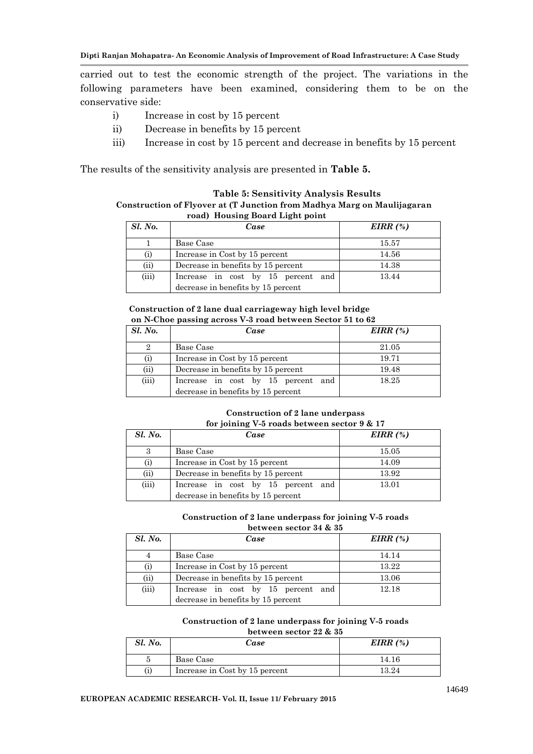carried out to test the economic strength of the project. The variations in the following parameters have been examined, considering them to be on the conservative side:

i) Increase in cost by 15 percent
ii) Decrease in benefits by 15 percent
iii) Increase in cost by 15 percent and decrease in benefits by 15 percent

The results of the sensitivity analysis are presented in **Table 5.**

**Table 5: Sensitivity Analysis Results**

**Construction of Flyover at (T Junction from Madhya Marg on Maulijagaran road) Housing Board Light point**

| *Sl. No.* | *Case* | *EIRR (%)* |
|---|---|---|
| 1 | Base Case | 15.57 |
| (i) | Increase in Cost by 15 percent | 14.56 |
| (ii) | Decrease in benefits by 15 percent | 14.38 |
| (iii) | Increase in cost by 15 percent and decrease in benefits by 15 percent | 13.44 |

**Construction of 2 lane dual carriageway high level bridge on N-Choe passing across V-3 road between Sector 51 to 62**

| *Sl. No.* | *Case* | *EIRR (%)* |
|---|---|---|
| 2 | Base Case | 21.05 |
| (i) | Increase in Cost by 15 percent | 19.71 |
| (ii) | Decrease in benefits by 15 percent | 19.48 |
| (iii) | Increase in cost by 15 percent and decrease in benefits by 15 percent | 18.25 |

**Construction of 2 lane underpass for joining V-5 roads between sector 9 & 17**

| *Sl. No.* | *Case* | *EIRR (%)* |
|---|---|---|
| 3 | Base Case | 15.05 |
| (i) | Increase in Cost by 15 percent | 14.09 |
| (ii) | Decrease in benefits by 15 percent | 13.92 |
| (iii) | Increase in cost by 15 percent and decrease in benefits by 15 percent | 13.01 |

**Construction of 2 lane underpass for joining V-5 roads between sector 34 & 35**

| *Sl. No.* | *Case* | *EIRR (%)* |
|---|---|---|
| 4 | Base Case | 14.14 |
| (i) | Increase in Cost by 15 percent | 13.22 |
| (ii) | Decrease in benefits by 15 percent | 13.06 |
| (iii) | Increase in cost by 15 percent and decrease in benefits by 15 percent | 12.18 |

**Construction of 2 lane underpass for joining V-5 roads between sector 22 & 35**

| *Sl. No.* | *Case* | *EIRR (%)* |
|---|---|---|
| 5 | Base Case | 14.16 |
| (i) | Increase in Cost by 15 percent | 13.24 |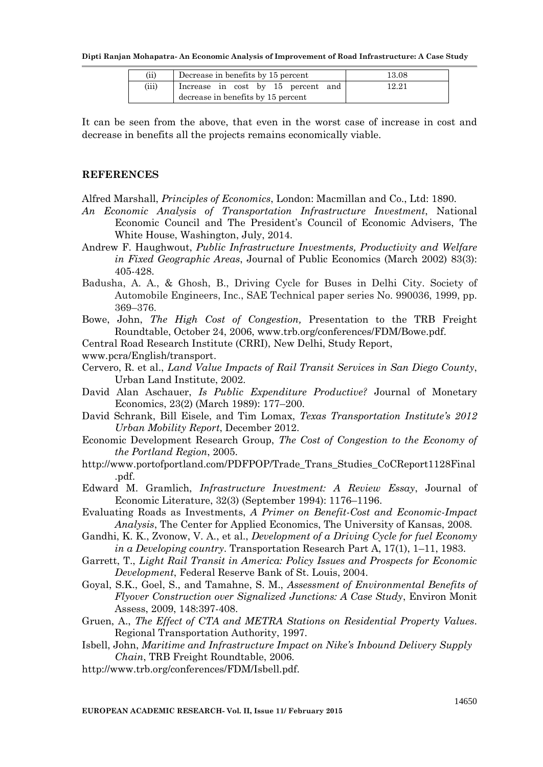| (ii) | Decrease in benefits by 15 percent | 13.08 |
|---|---|---|
| (iii) | Increase in cost by 15 percent and decrease in benefits by 15 percent | 12.21 |

It can be seen from the above, that even in the worst case of increase in cost and decrease in benefits all the projects remains economically viable.

## REFERENCES

Alfred Marshall, *Principles of Economics*, London: Macmillan and Co., Ltd: 1890.

*An Economic Analysis of Transportation Infrastructure Investment*, National Economic Council and The President's Council of Economic Advisers, The White House, Washington, July, 2014.

Andrew F. Haughwout, *Public Infrastructure Investments, Productivity and Welfare in Fixed Geographic Areas*, Journal of Public Economics (March 2002) 83(3): 405-428.

Badusha, A. A., & Ghosh, B., Driving Cycle for Buses in Delhi City. Society of Automobile Engineers, Inc., SAE Technical paper series No. 990036, 1999, pp. 369–376.

Bowe, John, *The High Cost of Congestion,* Presentation to the TRB Freight Roundtable, October 24, 2006, www.trb.org/conferences/FDM/Bowe.pdf.

Central Road Research Institute (CRRI), New Delhi, Study Report,

www.pcra/English/transport.

Cervero, R. et al., *Land Value Impacts of Rail Transit Services in San Diego County*, Urban Land Institute, 2002.

David Alan Aschauer, *Is Public Expenditure Productive?* Journal of Monetary Economics, 23(2) (March 1989): 177–200.

David Schrank, Bill Eisele, and Tim Lomax, *Texas Transportation Institute's 2012 Urban Mobility Report*, December 2012.

Economic Development Research Group, *The Cost of Congestion to the Economy of the Portland Region*, 2005.

http://www.portofportland.com/PDFPOP/Trade_Trans_Studies_CoCReport1128Final.pdf.

Edward M. Gramlich, *Infrastructure Investment: A Review Essay*, Journal of Economic Literature, 32(3) (September 1994): 1176–1196.

Evaluating Roads as Investments, *A Primer on Benefit-Cost and Economic-Impact Analysis*, The Center for Applied Economics, The University of Kansas, 2008.

Gandhi, K. K., Zvonow, V. A., et al., *Development of a Driving Cycle for fuel Economy in a Developing country*. Transportation Research Part A, 17(1), 1–11, 1983.

Garrett, T., *Light Rail Transit in America: Policy Issues and Prospects for Economic Development*, Federal Reserve Bank of St. Louis, 2004.

Goyal, S.K., Goel, S., and Tamahne, S. M., *Assessment of Environmental Benefits of Flyover Construction over Signalized Junctions: A Case Study*, Environ Monit Assess, 2009, 148:397-408.

Gruen, A., *The Effect of CTA and METRA Stations on Residential Property Values*. Regional Transportation Authority, 1997.

Isbell, John, *Maritime and Infrastructure Impact on Nike's Inbound Delivery Supply Chain*, TRB Freight Roundtable, 2006.

http://www.trb.org/conferences/FDM/Isbell.pdf.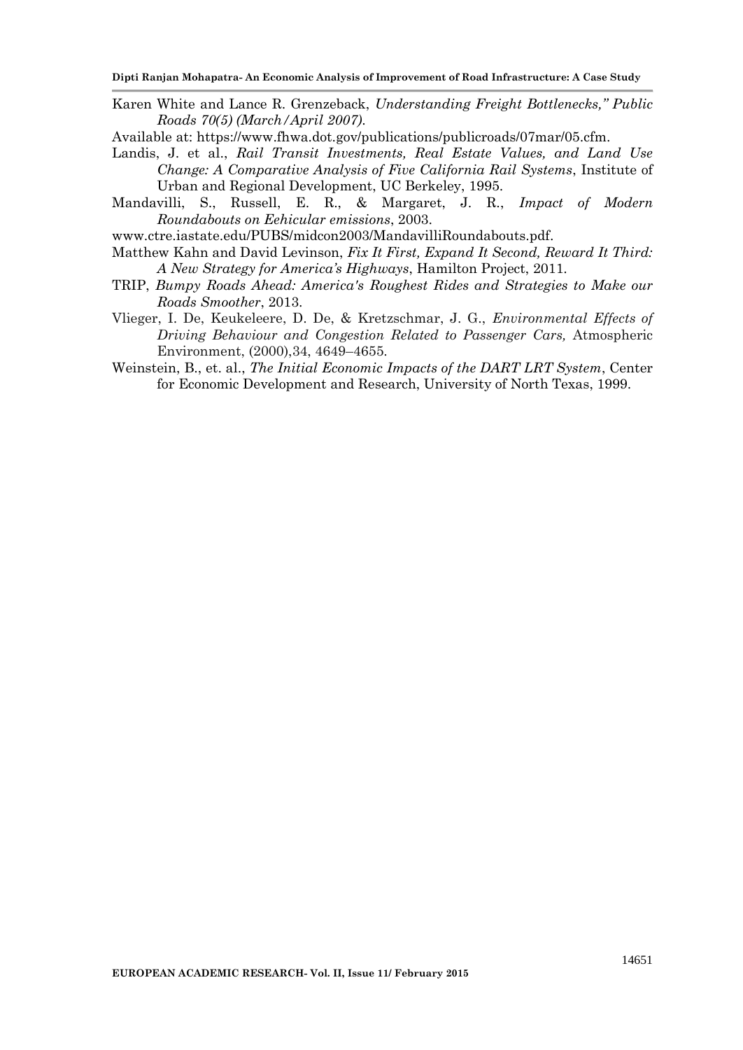Karen White and Lance R. Grenzeback, *Understanding Freight Bottlenecks," Public Roads 70(5) (March/April 2007).*

Available at: https://www.fhwa.dot.gov/publications/publicroads/07mar/05.cfm.

Landis, J. et al., *Rail Transit Investments, Real Estate Values, and Land Use Change: A Comparative Analysis of Five California Rail Systems*, Institute of Urban and Regional Development, UC Berkeley, 1995.

Mandavilli, S., Russell, E. R., & Margaret, J. R., *Impact of Modern Roundabouts on Eehicular emissions*, 2003.

www.ctre.iastate.edu/PUBS/midcon2003/MandavilliRoundabouts.pdf.

Matthew Kahn and David Levinson, *Fix It First, Expand It Second, Reward It Third: A New Strategy for America's Highways*, Hamilton Project, 2011.

TRIP, *Bumpy Roads Ahead: America's Roughest Rides and Strategies to Make our Roads Smoother*, 2013.

Vlieger, I. De, Keukeleere, D. De, & Kretzschmar, J. G., *Environmental Effects of Driving Behaviour and Congestion Related to Passenger Cars,* Atmospheric Environment, (2000),34, 4649–4655.

Weinstein, B., et. al., *The Initial Economic Impacts of the DART LRT System*, Center for Economic Development and Research, University of North Texas, 1999.